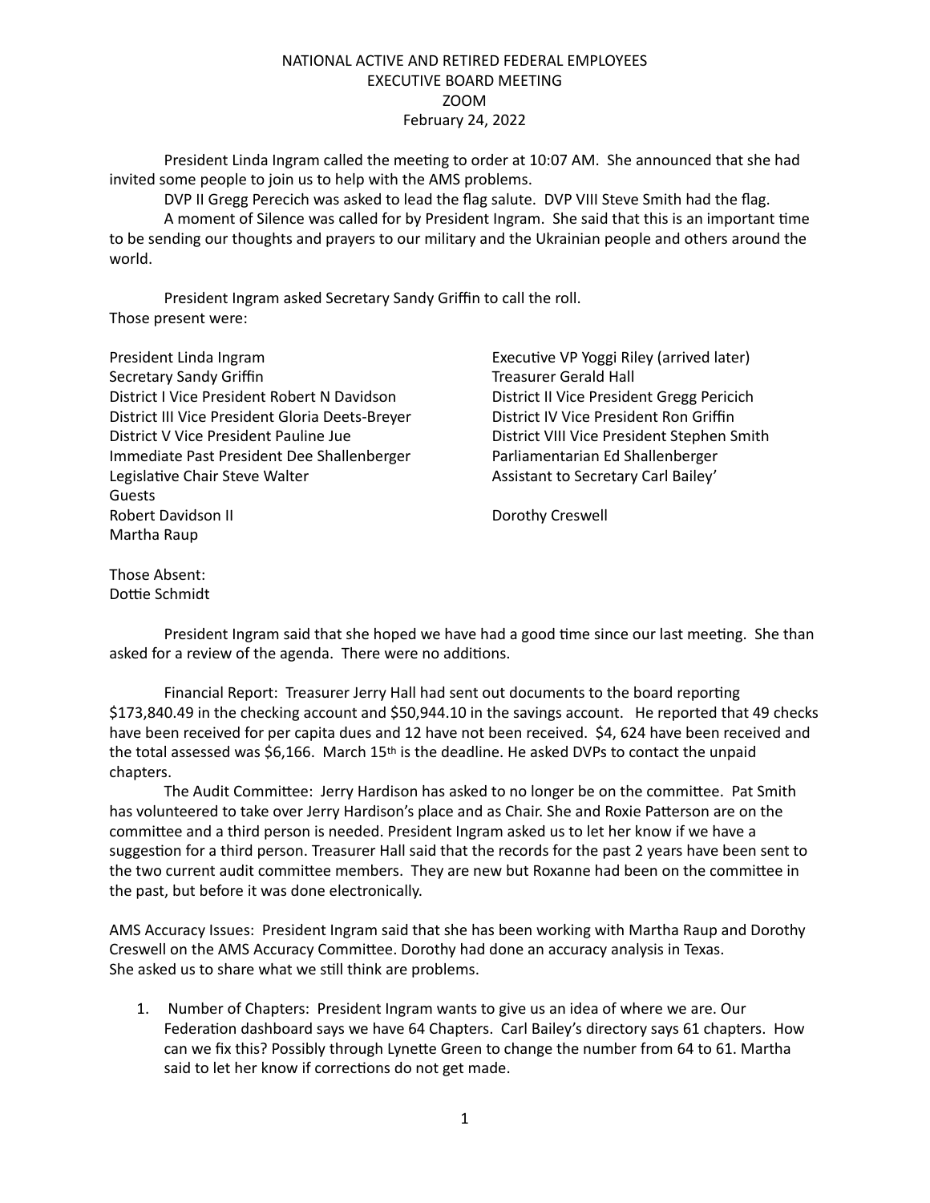NATIONAL ACTIVE AND RETIRED FEDERAL EMPLOYEES
EXECUTIVE BOARD MEETING
ZOOM
February 24, 2022

President Linda Ingram called the meeting to order at 10:07 AM. She announced that she had invited some people to join us to help with the AMS problems.

DVP II Gregg Perecich was asked to lead the flag salute. DVP VIII Steve Smith had the flag.

A moment of Silence was called for by President Ingram. She said that this is an important time to be sending our thoughts and prayers to our military and the Ukrainian people and others around the world.

President Ingram asked Secretary Sandy Griffin to call the roll.
Those present were:

President Linda Ingram
Executive VP Yoggi Riley (arrived later)
Secretary Sandy Griffin
Treasurer Gerald Hall
District I Vice President Robert N Davidson
District II Vice President Gregg Pericich
District III Vice President Gloria Deets-Breyer
District IV Vice President Ron Griffin
District V Vice President Pauline Jue
District VIII Vice President Stephen Smith
Immediate Past President Dee Shallenberger
Parliamentarian Ed Shallenberger
Legislative Chair Steve Walter
Assistant to Secretary Carl Bailey'
Guests
Robert Davidson II
Dorothy Creswell
Martha Raup

Those Absent:
Dottie Schmidt

President Ingram said that she hoped we have had a good time since our last meeting. She than asked for a review of the agenda. There were no additions.

Financial Report: Treasurer Jerry Hall had sent out documents to the board reporting \$173,840.49 in the checking account and \$50,944.10 in the savings account. He reported that 49 checks have been received for per capita dues and 12 have not been received. \$4, 624 have been received and the total assessed was \$6,166. March 15th is the deadline. He asked DVPs to contact the unpaid chapters.

The Audit Committee: Jerry Hardison has asked to no longer be on the committee. Pat Smith has volunteered to take over Jerry Hardison's place and as Chair. She and Roxie Patterson are on the committee and a third person is needed. President Ingram asked us to let her know if we have a suggestion for a third person. Treasurer Hall said that the records for the past 2 years have been sent to the two current audit committee members. They are new but Roxanne had been on the committee in the past, but before it was done electronically.

AMS Accuracy Issues: President Ingram said that she has been working with Martha Raup and Dorothy Creswell on the AMS Accuracy Committee. Dorothy had done an accuracy analysis in Texas. She asked us to share what we still think are problems.

1. Number of Chapters: President Ingram wants to give us an idea of where we are. Our Federation dashboard says we have 64 Chapters. Carl Bailey's directory says 61 chapters. How can we fix this? Possibly through Lynette Green to change the number from 64 to 61. Martha said to let her know if corrections do not get made.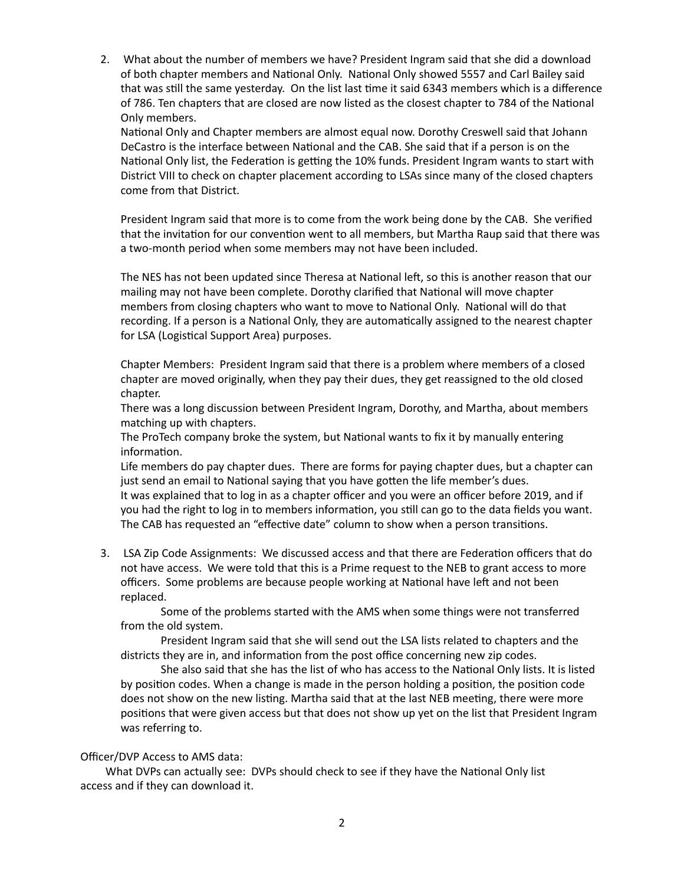2. What about the number of members we have? President Ingram said that she did a download of both chapter members and National Only. National Only showed 5557 and Carl Bailey said that was still the same yesterday. On the list last time it said 6343 members which is a difference of 786. Ten chapters that are closed are now listed as the closest chapter to 784 of the National Only members.

   National Only and Chapter members are almost equal now. Dorothy Creswell said that Johann DeCastro is the interface between National and the CAB. She said that if a person is on the National Only list, the Federation is getting the 10% funds. President Ingram wants to start with District VIII to check on chapter placement according to LSAs since many of the closed chapters come from that District.

   President Ingram said that more is to come from the work being done by the CAB. She verified that the invitation for our convention went to all members, but Martha Raup said that there was a two-month period when some members may not have been included.

   The NES has not been updated since Theresa at National left, so this is another reason that our mailing may not have been complete. Dorothy clarified that National will move chapter members from closing chapters who want to move to National Only. National will do that recording. If a person is a National Only, they are automatically assigned to the nearest chapter for LSA (Logistical Support Area) purposes.

   Chapter Members: President Ingram said that there is a problem where members of a closed chapter are moved originally, when they pay their dues, they get reassigned to the old closed chapter.

   There was a long discussion between President Ingram, Dorothy, and Martha, about members matching up with chapters.

   The ProTech company broke the system, but National wants to fix it by manually entering information.

   Life members do pay chapter dues. There are forms for paying chapter dues, but a chapter can just send an email to National saying that you have gotten the life member's dues.

   It was explained that to log in as a chapter officer and you were an officer before 2019, and if you had the right to log in to members information, you still can go to the data fields you want. The CAB has requested an "effective date" column to show when a person transitions.

3. LSA Zip Code Assignments: We discussed access and that there are Federation officers that do not have access. We were told that this is a Prime request to the NEB to grant access to more officers. Some problems are because people working at National have left and not been replaced.

   Some of the problems started with the AMS when some things were not transferred from the old system.

   President Ingram said that she will send out the LSA lists related to chapters and the districts they are in, and information from the post office concerning new zip codes.

   She also said that she has the list of who has access to the National Only lists. It is listed by position codes. When a change is made in the person holding a position, the position code does not show on the new listing. Martha said that at the last NEB meeting, there were more positions that were given access but that does not show up yet on the list that President Ingram was referring to.

Officer/DVP Access to AMS data:

What DVPs can actually see: DVPs should check to see if they have the National Only list access and if they can download it.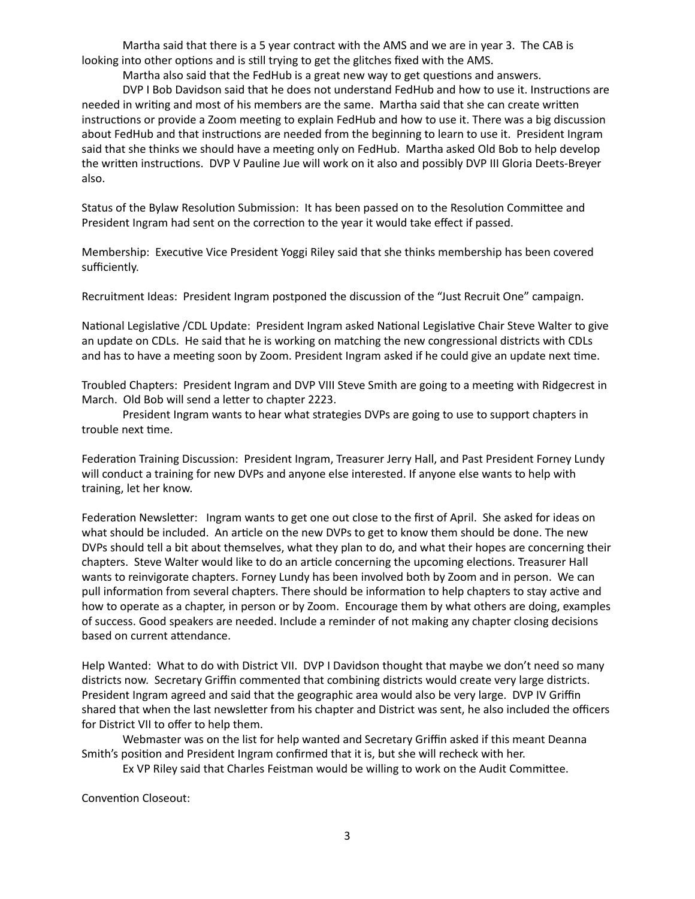Martha said that there is a 5 year contract with the AMS and we are in year 3. The CAB is looking into other options and is still trying to get the glitches fixed with the AMS.

Martha also said that the FedHub is a great new way to get questions and answers.

DVP I Bob Davidson said that he does not understand FedHub and how to use it. Instructions are needed in writing and most of his members are the same. Martha said that she can create written instructions or provide a Zoom meeting to explain FedHub and how to use it. There was a big discussion about FedHub and that instructions are needed from the beginning to learn to use it. President Ingram said that she thinks we should have a meeting only on FedHub. Martha asked Old Bob to help develop the written instructions. DVP V Pauline Jue will work on it also and possibly DVP III Gloria Deets-Breyer also.

Status of the Bylaw Resolution Submission: It has been passed on to the Resolution Committee and President Ingram had sent on the correction to the year it would take effect if passed.

Membership: Executive Vice President Yoggi Riley said that she thinks membership has been covered sufficiently.

Recruitment Ideas: President Ingram postponed the discussion of the "Just Recruit One" campaign.

National Legislative /CDL Update: President Ingram asked National Legislative Chair Steve Walter to give an update on CDLs. He said that he is working on matching the new congressional districts with CDLs and has to have a meeting soon by Zoom. President Ingram asked if he could give an update next time.

Troubled Chapters: President Ingram and DVP VIII Steve Smith are going to a meeting with Ridgecrest in March. Old Bob will send a letter to chapter 2223.

President Ingram wants to hear what strategies DVPs are going to use to support chapters in trouble next time.

Federation Training Discussion: President Ingram, Treasurer Jerry Hall, and Past President Forney Lundy will conduct a training for new DVPs and anyone else interested. If anyone else wants to help with training, let her know.

Federation Newsletter: Ingram wants to get one out close to the first of April. She asked for ideas on what should be included. An article on the new DVPs to get to know them should be done. The new DVPs should tell a bit about themselves, what they plan to do, and what their hopes are concerning their chapters. Steve Walter would like to do an article concerning the upcoming elections. Treasurer Hall wants to reinvigorate chapters. Forney Lundy has been involved both by Zoom and in person. We can pull information from several chapters. There should be information to help chapters to stay active and how to operate as a chapter, in person or by Zoom. Encourage them by what others are doing, examples of success. Good speakers are needed. Include a reminder of not making any chapter closing decisions based on current attendance.

Help Wanted: What to do with District VII. DVP I Davidson thought that maybe we don't need so many districts now. Secretary Griffin commented that combining districts would create very large districts. President Ingram agreed and said that the geographic area would also be very large. DVP IV Griffin shared that when the last newsletter from his chapter and District was sent, he also included the officers for District VII to offer to help them.

Webmaster was on the list for help wanted and Secretary Griffin asked if this meant Deanna Smith's position and President Ingram confirmed that it is, but she will recheck with her.

Ex VP Riley said that Charles Feistman would be willing to work on the Audit Committee.

Convention Closeout: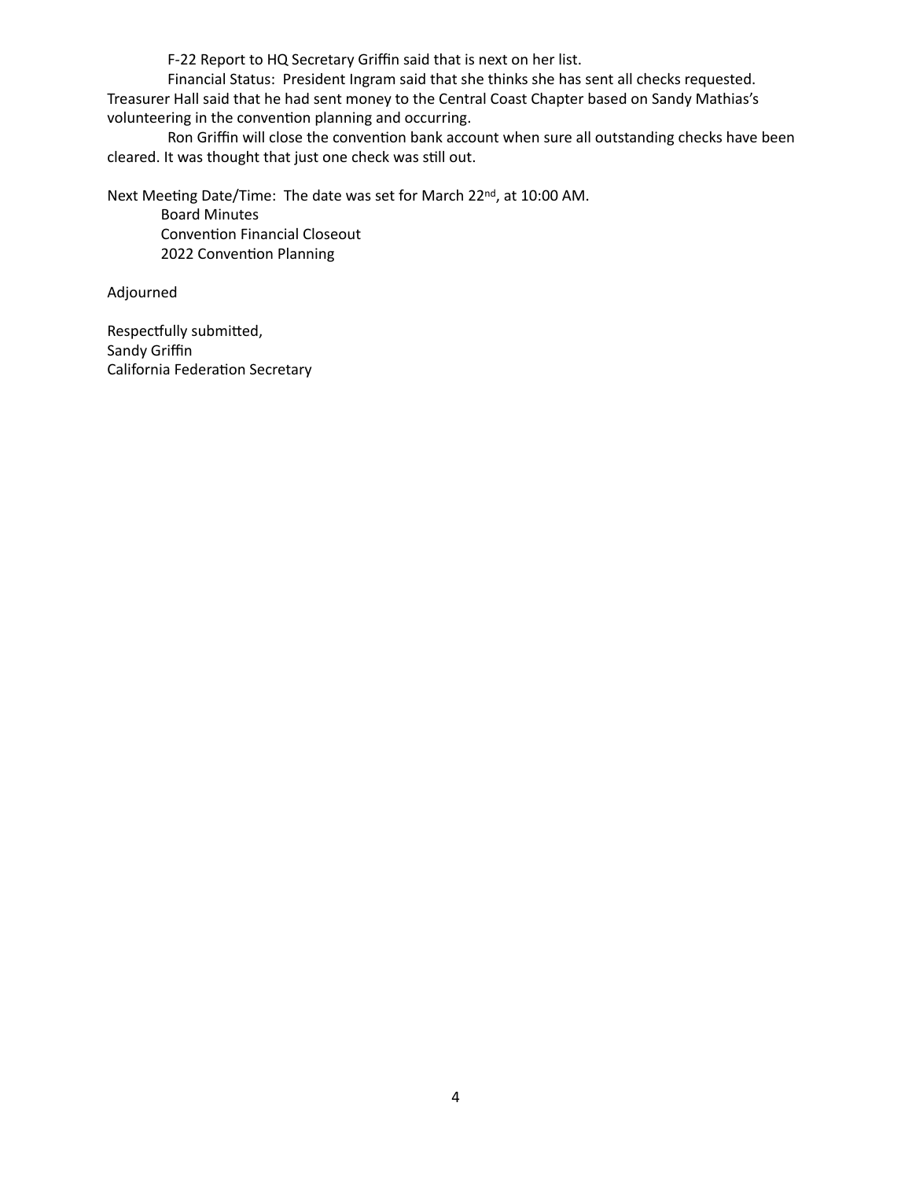F-22 Report to HQ Secretary Griffin said that is next on her list.

Financial Status: President Ingram said that she thinks she has sent all checks requested. Treasurer Hall said that he had sent money to the Central Coast Chapter based on Sandy Mathias's volunteering in the convention planning and occurring.

Ron Griffin will close the convention bank account when sure all outstanding checks have been cleared. It was thought that just one check was still out.

Next Meeting Date/Time: The date was set for March 22nd, at 10:00 AM.

Board Minutes
Convention Financial Closeout
2022 Convention Planning

Adjourned

Respectfully submitted,
Sandy Griffin
California Federation Secretary